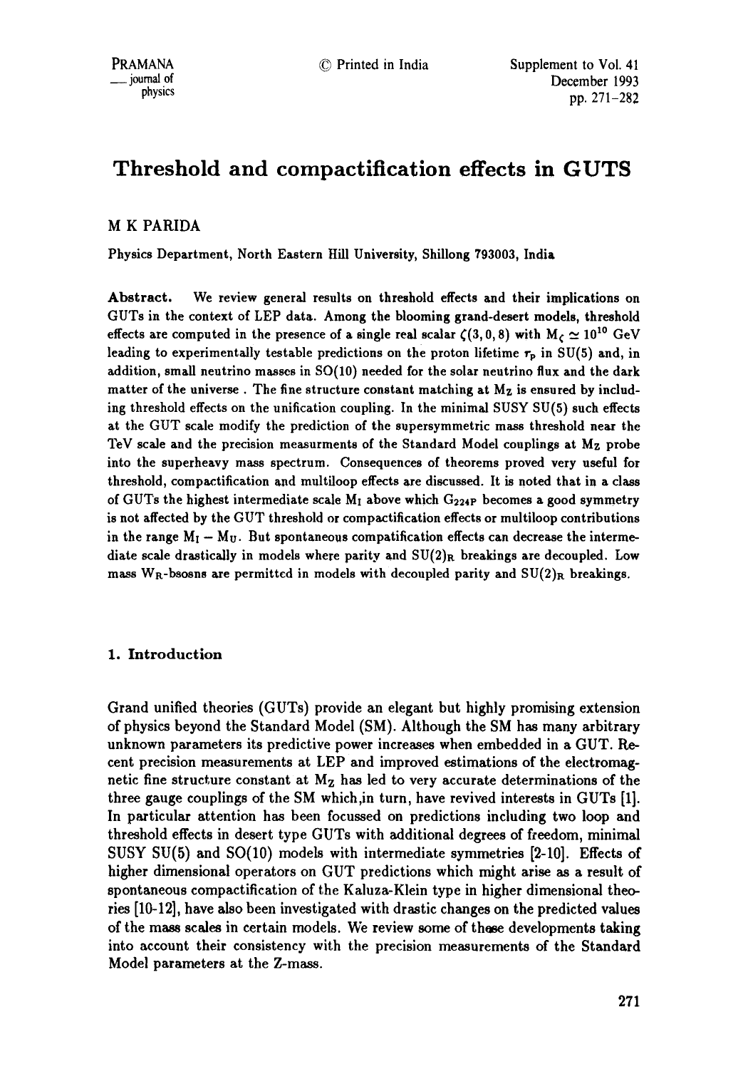# Threshold and compactification effects in GUTS

M K PARIDA

Physics Department, North Eastern Hill University, Shillong 793003, India

**Abstract.** We review general results on threshold effects and their implications on GUTs in the context of LEP data. Among the blooming grand-desert models, threshold effects are computed in the presence of a single real scalar $\zeta(3,0,8)$ with $M_\zeta \simeq 10^{10}$ GeV leading to experimentally testable predictions on the proton lifetime $\tau_p$ in SU(5) and, in addition, small neutrino masses in SO(10) needed for the solar neutrino flux and the dark matter of the universe. The fine structure constant matching at $M_Z$ is ensured by including threshold effects on the unification coupling. In the minimal SUSY SU(5) such effects at the GUT scale modify the prediction of the supersymmetric mass threshold near the TeV scale and the precision measurments of the Standard Model couplings at $M_Z$ probe into the superheavy mass spectrum. Consequences of theorems proved very useful for threshold, compactification and multiloop effects are discussed. It is noted that in a class of GUTs the highest intermediate scale $M_I$ above which $G_{224P}$ becomes a good symmetry is not affected by the GUT threshold or compactification effects or multiloop contributions in the range $M_I - M_U$. But spontaneous compatification effects can decrease the intermediate scale drastically in models where parity and $SU(2)_R$ breakings are decoupled. Low mass $W_R$-bsosns are permitted in models with decoupled parity and $SU(2)_R$ breakings.

## 1. Introduction

Grand unified theories (GUTs) provide an elegant but highly promising extension of physics beyond the Standard Model (SM). Although the SM has many arbitrary unknown parameters its predictive power increases when embedded in a GUT. Recent precision measurements at LEP and improved estimations of the electromagnetic fine structure constant at $M_Z$ has led to very accurate determinations of the three gauge couplings of the SM which,in turn, have revived interests in GUTs [1]. In particular attention has been focussed on predictions including two loop and threshold effects in desert type GUTs with additional degrees of freedom, minimal SUSY SU(5) and SO(10) models with intermediate symmetries [2-10]. Effects of higher dimensional operators on GUT predictions which might arise as a result of spontaneous compactification of the Kaluza-Klein type in higher dimensional theories [10-12], have also been investigated with drastic changes on the predicted values of the mass scales in certain models. We review some of these developments taking into account their consistency with the precision measurements of the Standard Model parameters at the Z-mass.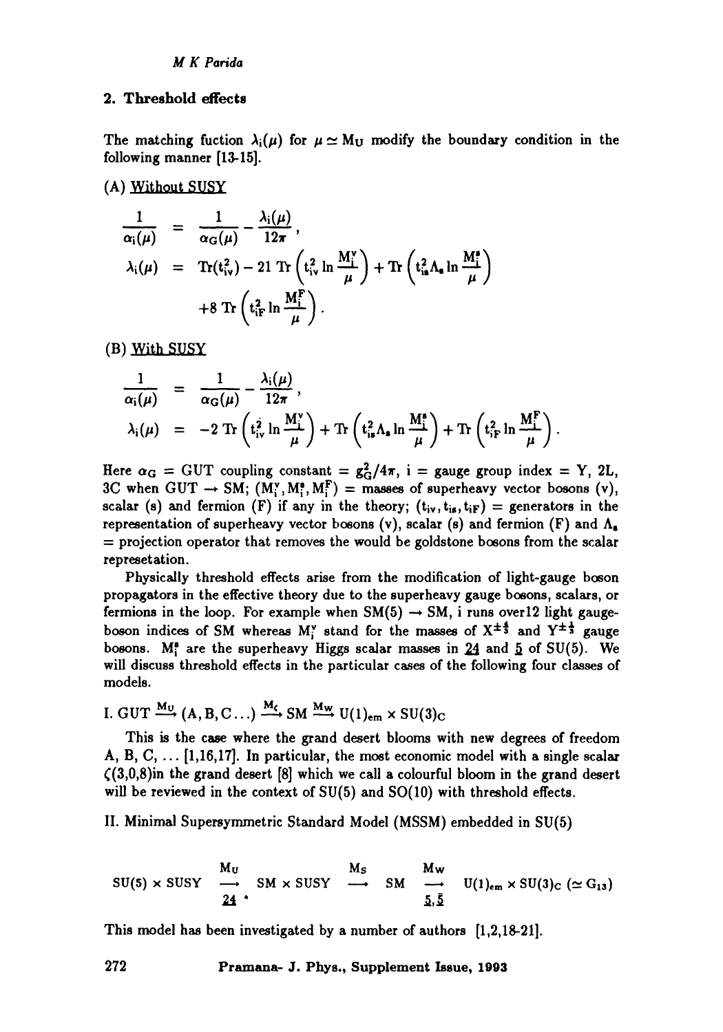## 2. Threshold effects

The matching fuction $\lambda_i(\mu)$ for $\mu \simeq M_U$ modify the boundary condition in the following manner [13-15].

(A) Without SUSY

$$
\begin{aligned}
\frac{1}{\alpha_i(\mu)} &= \frac{1}{\alpha_G(\mu)} - \frac{\lambda_i(\mu)}{12\pi}, \\
\lambda_i(\mu) &= \mathrm{Tr}(t_{iv}^2) - 21\,\mathrm{Tr}\left(t_{iv}^2 \ln \frac{M_i^v}{\mu}\right) + \mathrm{Tr}\left(t_{is}^2 \Lambda_s \ln \frac{M_i^s}{\mu}\right) \\
&\quad + 8\,\mathrm{Tr}\left(t_{iF}^2 \ln \frac{M_i^F}{\mu}\right).
\end{aligned}
$$

(B) With SUSY

$$
\begin{aligned}
\frac{1}{\alpha_i(\mu)} &= \frac{1}{\alpha_G(\mu)} - \frac{\lambda_i(\mu)}{12\pi}, \\
\lambda_i(\mu) &= -2\,\mathrm{Tr}\left(t_{iv}^2 \ln \frac{M_i^v}{\mu}\right) + \mathrm{Tr}\left(t_{is}^2 \Lambda_s \ln \frac{M_i^s}{\mu}\right) + \mathrm{Tr}\left(t_{iF}^2 \ln \frac{M_i^F}{\mu}\right).
\end{aligned}
$$

Here $\alpha_G$ = GUT coupling constant = $g_G^2/4\pi$, i = gauge group index = Y, 2L, 3C when GUT $\rightarrow$ SM; $(M_i^v, M_i^s, M_i^F)$ = masses of superheavy vector bosons (v), scalar (s) and fermion (F) if any in the theory; $(t_{iv}, t_{is}, t_{iF})$ = generators in the representation of superheavy vector bosons (v), scalar (s) and fermion (F) and $\Lambda_s$ = projection operator that removes the would be goldstone bosons from the scalar represetation.

Physically threshold effects arise from the modification of light-gauge boson propagators in the effective theory due to the superheavy gauge bosons, scalars, or fermions in the loop. For example when SM(5) $\rightarrow$ SM, i runs over12 light gauge-boson indices of SM whereas $M_i^v$ stand for the masses of $X^{\pm\frac{4}{3}}$ and $Y^{\pm\frac{1}{3}}$ gauge bosons. $M_i^s$ are the superheavy Higgs scalar masses in $\underline{24}$ and $\underline{5}$ of SU(5). We will discuss threshold effects in the particular cases of the following four classes of models.

I. GUT $\xrightarrow{M_U}$ (A, B, C ...) $\xrightarrow{M_\zeta}$ SM $\xrightarrow{M_W}$ $U(1)_{em} \times SU(3)_C$

This is the case where the grand desert blooms with new degrees of freedom A, B, C, ... [1,16,17]. In particular, the most economic model with a single scalar $\zeta(3,0,8)$in the grand desert [8] which we call a colourful bloom in the grand desert will be reviewed in the context of SU(5) and SO(10) with threshold effects.

II. Minimal Supersymmetric Standard Model (MSSM) embedded in SU(5)

$$
SU(5) \times SUSY \underset{\underline{24}}{\overset{M_U}{\longrightarrow}} SM \times SUSY \overset{M_S}{\longrightarrow} SM \underset{\underline{5},\underline{\bar{5}}}{\overset{M_W}{\longrightarrow}} U(1)_{em} \times SU(3)_C \ (\simeq G_{13})
$$

This model has been investigated by a number of authors [1,2,18-21].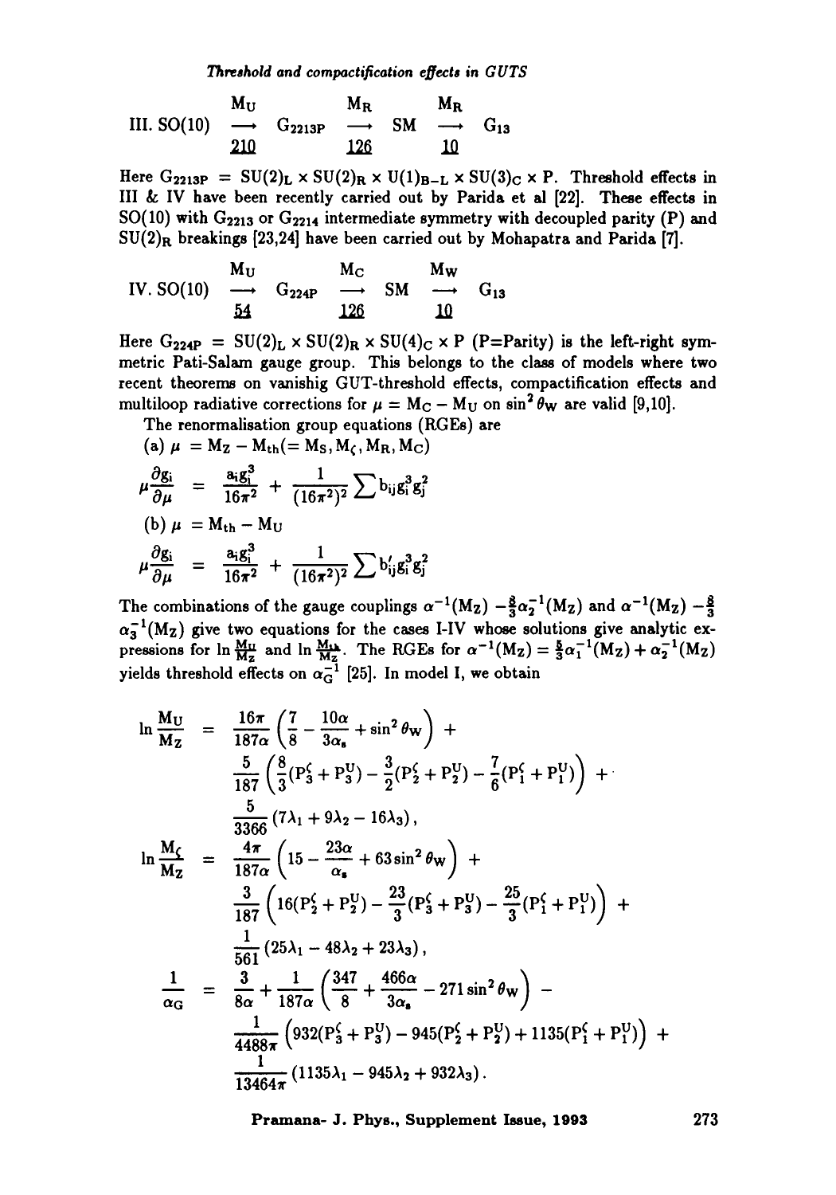$$\text{III. } SO(10) \xrightarrow[\underline{210}]{M_U} G_{2213P} \xrightarrow[\underline{126}]{M_R} SM \xrightarrow[\underline{10}]{M_R} G_{13}$$

Here $G_{2213P} = SU(2)_L \times SU(2)_R \times U(1)_{B-L} \times SU(3)_C \times P$. Threshold effects in III & IV have been recently carried out by Parida et al [22]. These effects in SO(10) with $G_{2213}$ or $G_{2214}$ intermediate symmetry with decoupled parity (P) and $SU(2)_R$ breakings [23,24] have been carried out by Mohapatra and Parida [7].

$$\text{IV. } SO(10) \xrightarrow[\underline{54}]{M_U} G_{224P} \xrightarrow[\underline{126}]{M_C} SM \xrightarrow[\underline{10}]{M_W} G_{13}$$

Here $G_{224P} = SU(2)_L \times SU(2)_R \times SU(4)_C \times P$ (P=Parity) is the left-right symmetric Pati-Salam gauge group. This belongs to the class of models where two recent theorems on vanishig GUT-threshold effects, compactification effects and multiloop radiative corrections for $\mu = M_C - M_U$ on $\sin^2\theta_W$ are valid [9,10].

The renormalisation group equations (RGEs) are

(a) $\mu = M_Z - M_{th}(= M_S, M_\zeta, M_R, M_C)$

$$\mu\frac{\partial g_i}{\partial \mu} = \frac{a_i g_i^3}{16\pi^2} + \frac{1}{(16\pi^2)^2}\sum b_{ij} g_i^3 g_j^2$$

(b) $\mu = M_{th} - M_U$

$$\mu\frac{\partial g_i}{\partial \mu} = \frac{a_i g_i^3}{16\pi^2} + \frac{1}{(16\pi^2)^2}\sum b'_{ij} g_i^3 g_j^2$$

The combinations of the gauge couplings $\alpha^{-1}(M_Z) - \frac{8}{3}\alpha_2^{-1}(M_Z)$ and $\alpha^{-1}(M_Z) - \frac{8}{3}\alpha_3^{-1}(M_Z)$ give two equations for the cases I-IV whose solutions give analytic expressions for $\ln\frac{M_U}{M_Z}$ and $\ln\frac{M_{th}}{M_Z}$. The RGEs for $\alpha^{-1}(M_Z) = \frac{5}{3}\alpha_1^{-1}(M_Z) + \alpha_2^{-1}(M_Z)$ yields threshold effects on $\alpha_G^{-1}$ [25]. In model I, we obtain

$$\begin{aligned}
\ln\frac{M_U}{M_Z} &= \frac{16\pi}{187\alpha}\left(\frac{7}{8} - \frac{10\alpha}{3\alpha_s} + \sin^2\theta_W\right) + \\
&\quad \frac{5}{187}\left(\frac{8}{3}(P_3^\zeta + P_3^U) - \frac{3}{2}(P_2^\zeta + P_2^U) - \frac{7}{6}(P_1^\zeta + P_1^U)\right) + \\
&\quad \frac{5}{3366}(7\lambda_1 + 9\lambda_2 - 16\lambda_3), \\
\ln\frac{M_\zeta}{M_Z} &= \frac{4\pi}{187\alpha}\left(15 - \frac{23\alpha}{\alpha_s} + 63\sin^2\theta_W\right) + \\
&\quad \frac{3}{187}\left(16(P_2^\zeta + P_2^U) - \frac{23}{3}(P_3^\zeta + P_3^U) - \frac{25}{3}(P_1^\zeta + P_1^U)\right) + \\
&\quad \frac{1}{561}(25\lambda_1 - 48\lambda_2 + 23\lambda_3), \\
\frac{1}{\alpha_G} &= \frac{3}{8\alpha} + \frac{1}{187\alpha}\left(\frac{347}{8} + \frac{466\alpha}{3\alpha_s} - 271\sin^2\theta_W\right) - \\
&\quad \frac{1}{4488\pi}\left(932(P_3^\zeta + P_3^U) - 945(P_2^\zeta + P_2^U) + 1135(P_1^\zeta + P_1^U)\right) + \\
&\quad \frac{1}{13464\pi}(1135\lambda_1 - 945\lambda_2 + 932\lambda_3).
\end{aligned}$$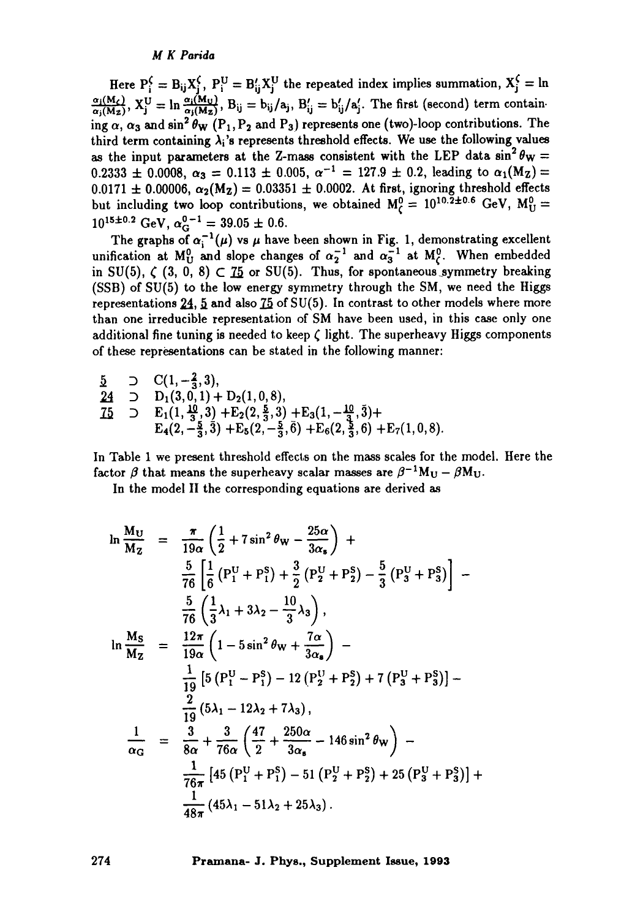Here $P_i^\zeta = B_{ij}X_j^\zeta$, $P_i^U = B'_{ij}X_j^U$ the repeated index implies summation, $X_j^\zeta = \ln\frac{\alpha_j(M_\zeta)}{\alpha_j(M_Z)}$, $X_j^U = \ln\frac{\alpha_i(M_U)}{\alpha_j(M_Z)}$, $B_{ij} = b_{ij}/a_j$, $B'_{ij} = b'_{ij}/a'_j$. The first (second) term containing $\alpha$, $\alpha_3$ and $\sin^2\theta_W$ ($P_1, P_2$ and $P_3$) represents one (two)-loop contributions. The third term containing $\lambda_i$'s represents threshold effects. We use the following values as the input parameters at the Z-mass consistent with the LEP data $\sin^2\theta_W = 0.2333 \pm 0.0008$, $\alpha_3 = 0.113 \pm 0.005$, $\alpha^{-1} = 127.9 \pm 0.2$, leading to $\alpha_1(M_Z) = 0.0171 \pm 0.00006$, $\alpha_2(M_Z) = 0.03351 \pm 0.0002$. At first, ignoring threshold effects but including two loop contributions, we obtained $M_\zeta^0 = 10^{10.2\pm0.6}$ GeV, $M_U^0 = 10^{15\pm0.2}$ GeV, $\alpha_G^{0^{-1}} = 39.05 \pm 0.6$.

The graphs of $\alpha_i^{-1}(\mu)$ vs $\mu$ have been shown in Fig. 1, demonstrating excellent unification at $M_U^0$ and slope changes of $\alpha_2^{-1}$ and $\alpha_3^{-1}$ at $M_\zeta^0$. When embedded in SU(5), $\zeta$ (3, 0, 8) $\subset \underline{75}$ or SU(5). Thus, for spontaneous symmetry breaking (SSB) of SU(5) to the low energy symmetry through the SM, we need the Higgs representations $\underline{24}$, $\underline{5}$ and also $\underline{75}$ of SU(5). In contrast to other models where more than one irreducible representation of SM have been used, in this case only one additional fine tuning is needed to keep $\zeta$ light. The superheavy Higgs components of these representations can be stated in the following manner:

$$
\begin{aligned}
\underline{5} \;&\supset\; C(1,-\tfrac{2}{3},3),\\
\underline{24} \;&\supset\; D_1(3,0,1) + D_2(1,0,8),\\
\underline{75} \;&\supset\; E_1(1,\tfrac{10}{3},3) + E_2(2,\tfrac{5}{3},3) + E_3(1,-\tfrac{10}{3},\bar{3}) +\\
& \quad E_4(2,-\tfrac{5}{3},\bar{3}) + E_5(2,-\tfrac{5}{3},\bar{6}) + E_6(2,\tfrac{5}{3},6) + E_7(1,0,8).
\end{aligned}
$$

In Table 1 we present threshold effects on the mass scales for the model. Here the factor $\beta$ that means the superheavy scalar masses are $\beta^{-1}M_U - \beta M_U$.

In the model II the corresponding equations are derived as

$$
\begin{aligned}
\ln\frac{M_U}{M_Z} &= \frac{\pi}{19\alpha}\left(\frac{1}{2} + 7\sin^2\theta_W - \frac{25\alpha}{3\alpha_s}\right) + \\
&\quad \frac{5}{76}\left[\frac{1}{6}\left(P_1^U + P_1^S\right) + \frac{3}{2}\left(P_2^U + P_2^S\right) - \frac{5}{3}\left(P_3^U + P_3^S\right)\right] - \\
&\quad \frac{5}{76}\left(\frac{1}{3}\lambda_1 + 3\lambda_2 - \frac{10}{3}\lambda_3\right),\\
\ln\frac{M_S}{M_Z} &= \frac{12\pi}{19\alpha}\left(1 - 5\sin^2\theta_W + \frac{7\alpha}{3\alpha_s}\right) - \\
&\quad \frac{1}{19}\left[5\left(P_1^U - P_1^S\right) - 12\left(P_2^U + P_2^S\right) + 7\left(P_3^U + P_3^S\right)\right] - \\
&\quad \frac{2}{19}\left(5\lambda_1 - 12\lambda_2 + 7\lambda_3\right),\\
\frac{1}{\alpha_G} &= \frac{3}{8\alpha} + \frac{3}{76\alpha}\left(\frac{47}{2} + \frac{250\alpha}{3\alpha_s} - 146\sin^2\theta_W\right) - \\
&\quad \frac{1}{76\pi}\left[45\left(P_1^U + P_1^S\right) - 51\left(P_2^U + P_2^S\right) + 25\left(P_3^U + P_3^S\right)\right] + \\
&\quad \frac{1}{48\pi}\left(45\lambda_1 - 51\lambda_2 + 25\lambda_3\right).
\end{aligned}
$$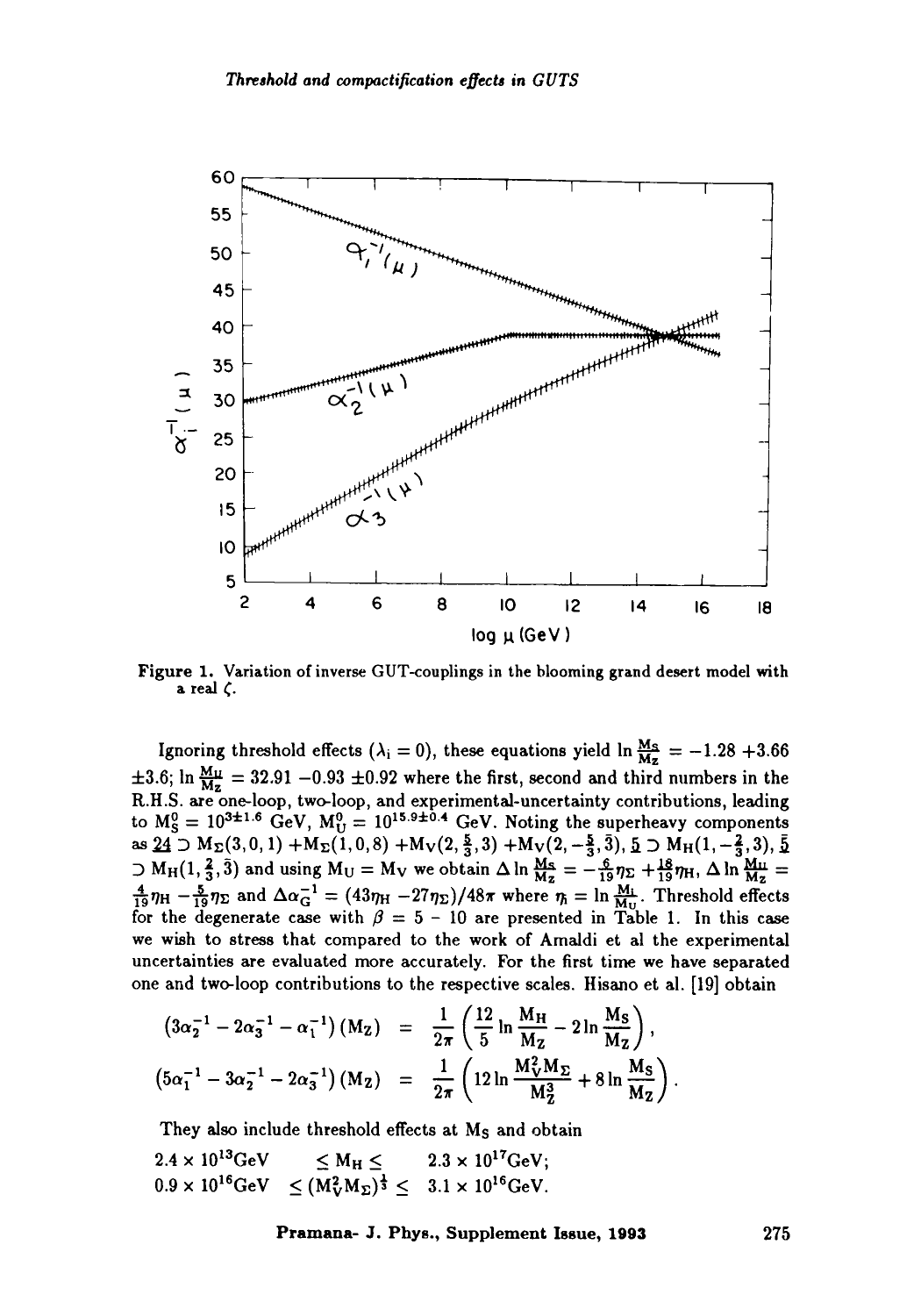Figure 1. Variation of inverse GUT-couplings in the blooming grand desert model with a real $\zeta$.

Ignoring threshold effects ($\lambda_i = 0$), these equations yield $\ln \frac{M_S}{M_Z} = -1.28 + 3.66 \pm 3.6$; $\ln \frac{M_U}{M_Z} = 32.91 - 0.93 \pm 0.92$ where the first, second and third numbers in the R.H.S. are one-loop, two-loop, and experimental-uncertainty contributions, leading to $M_S^0 = 10^{3\pm1.6}$ GeV, $M_U^0 = 10^{15.9\pm0.4}$ GeV. Noting the superheavy components as $\underline{24} \supset M_\Sigma(3,0,1) + M_\Sigma(1,0,8) + M_V(2,\frac{5}{3},3) + M_V(2,-\frac{5}{3},\bar{3})$, $\underline{5} \supset M_H(1,-\frac{2}{3},3)$, $\bar{\underline{5}} \supset M_H(1,\frac{2}{3},\bar{3})$ and using $M_U = M_V$ we obtain $\Delta \ln \frac{M_S}{M_Z} = -\frac{6}{19}\eta_\Sigma + \frac{18}{19}\eta_H$, $\Delta \ln \frac{M_U}{M_Z} = \frac{4}{19}\eta_H - \frac{5}{19}\eta_\Sigma$ and $\Delta\alpha_G^{-1} = (43\eta_H - 27\eta_\Sigma)/48\pi$ where $\eta_i = \ln \frac{M_i}{M_U}$. Threshold effects for the degenerate case with $\beta = 5 - 10$ are presented in Table 1. In this case we wish to stress that compared to the work of Amaldi et al the experimental uncertainties are evaluated more accurately. For the first time we have separated one and two-loop contributions to the respective scales. Hisano et al. [19] obtain

$$
\begin{aligned}
\left(3\alpha_2^{-1} - 2\alpha_3^{-1} - \alpha_1^{-1}\right)(M_Z) &= \frac{1}{2\pi}\left(\frac{12}{5}\ln\frac{M_H}{M_Z} - 2\ln\frac{M_S}{M_Z}\right), \\
\left(5\alpha_1^{-1} - 3\alpha_2^{-1} - 2\alpha_3^{-1}\right)(M_Z) &= \frac{1}{2\pi}\left(12\ln\frac{M_V^2 M_\Sigma}{M_Z^3} + 8\ln\frac{M_S}{M_Z}\right).
\end{aligned}
$$

They also include threshold effects at $M_S$ and obtain

$$
\begin{aligned}
2.4 \times 10^{13}\text{GeV} &\le M_H \le 2.3 \times 10^{17}\text{GeV}; \\
0.9 \times 10^{16}\text{GeV} &\le (M_V^2 M_\Sigma)^{\frac{1}{3}} \le 3.1 \times 10^{16}\text{GeV}.
\end{aligned}
$$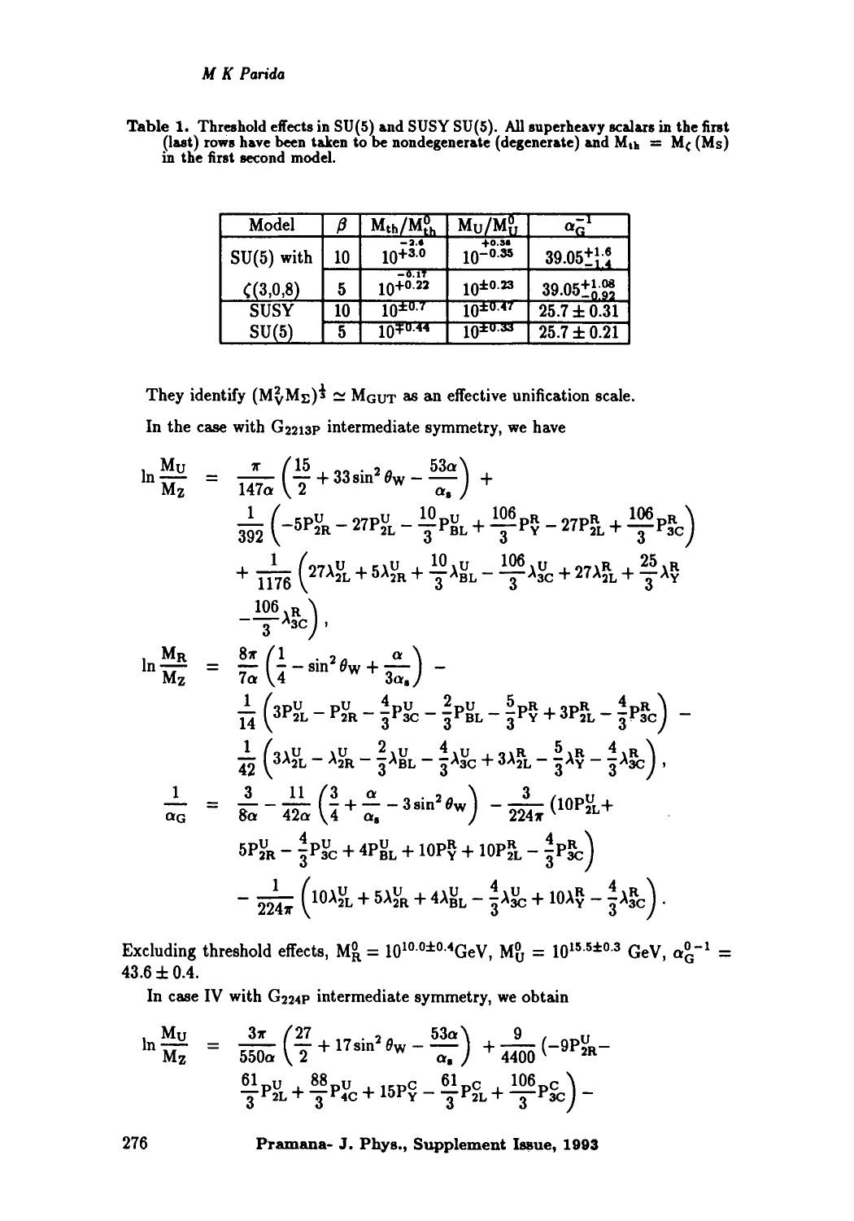Table 1. Threshold effects in SU(5) and SUSY SU(5). All superheavy scalars in the first (last) rows have been taken to be nondegenerate (degenerate) and $M_{th} = M_\zeta (M_S)$ in the first second model.

| Model | $\beta$ | $M_{th}/M^0_{th}$ | $M_U/M^0_U$ | $\alpha_G^{-1}$ |
|---|---|---|---|---|
| SU(5) with | 10 | $10^{+3.0}_{-2.4}$ | $10^{+0.34}_{-0.35}$ | $39.05^{+1.6}_{-1.4}$ |
| $\zeta(3,0,8)$ | 5 | $10^{+0.22}_{-0.17}$ | $10^{\pm 0.23}$ | $39.05^{+1.08}_{-0.92}$ |
| SUSY | 10 | $10^{\pm 0.7}$ | $10^{\pm 0.47}$ | $25.7 \pm 0.31$ |
| SU(5) | 5 | $10^{\mp 0.44}$ | $10^{\pm 0.33}$ | $25.7 \pm 0.21$ |

They identify $(M_V^2 M_\Sigma)^{\frac{1}{3}} \simeq M_{GUT}$ as an effective unification scale.

In the case with $G_{2213P}$ intermediate symmetry, we have

$$\begin{aligned}
\ln\frac{M_U}{M_Z} &= \frac{\pi}{147\alpha}\left(\frac{15}{2} + 33\sin^2\theta_W - \frac{53\alpha}{\alpha_s}\right) + \\
&\quad \frac{1}{392}\left(-5P^U_{2R} - 27P^U_{2L} - \frac{10}{3}P^U_{BL} + \frac{106}{3}P^R_Y - 27P^R_{2L} + \frac{106}{3}P^R_{3C}\right) \\
&\quad + \frac{1}{1176}\left(27\lambda^U_{2L} + 5\lambda^U_{2R} + \frac{10}{3}\lambda^U_{BL} - \frac{106}{3}\lambda^U_{3C} + 27\lambda^R_{2L} + \frac{25}{3}\lambda^R_Y \right. \\
&\quad \left. - \frac{106}{3}\lambda^R_{3C}\right), \\
\ln\frac{M_R}{M_Z} &= \frac{8\pi}{7\alpha}\left(\frac{1}{4} - \sin^2\theta_W + \frac{\alpha}{3\alpha_s}\right) - \\
&\quad \frac{1}{14}\left(3P^U_{2L} - P^U_{2R} - \frac{4}{3}P^U_{3C} - \frac{2}{3}P^U_{BL} - \frac{5}{3}P^R_Y + 3P^R_{2L} - \frac{4}{3}P^R_{3C}\right) - \\
&\quad \frac{1}{42}\left(3\lambda^U_{2L} - \lambda^U_{2R} - \frac{2}{3}\lambda^U_{BL} - \frac{4}{3}\lambda^U_{3C} + 3\lambda^R_{2L} - \frac{5}{3}\lambda^R_Y - \frac{4}{3}\lambda^R_{3C}\right), \\
\frac{1}{\alpha_G} &= \frac{3}{8\alpha} - \frac{11}{42\alpha}\left(\frac{3}{4} + \frac{\alpha}{\alpha_s} - 3\sin^2\theta_W\right) - \frac{3}{224\pi}\left(10P^U_{2L} + \right. \\
&\quad \left. 5P^U_{2R} - \frac{4}{3}P^U_{3C} + 4P^U_{BL} + 10P^R_Y + 10P^R_{2L} - \frac{4}{3}P^R_{3C}\right) \\
&\quad - \frac{1}{224\pi}\left(10\lambda^U_{2L} + 5\lambda^U_{2R} + 4\lambda^U_{BL} - \frac{4}{3}\lambda^U_{3C} + 10\lambda^R_Y - \frac{4}{3}\lambda^R_{3C}\right).
\end{aligned}$$

Excluding threshold effects, $M^0_R = 10^{10.0\pm0.4}$GeV, $M^0_U = 10^{15.5\pm0.3}$ GeV, $\alpha^{0\,-1}_G = 43.6 \pm 0.4$.

In case IV with $G_{224P}$ intermediate symmetry, we obtain

$$\begin{aligned}
\ln\frac{M_U}{M_Z} &= \frac{3\pi}{550\alpha}\left(\frac{27}{2} + 17\sin^2\theta_W - \frac{53\alpha}{\alpha_s}\right) + \frac{9}{4400}\left(-9P^U_{2R} - \right. \\
&\quad \left. \frac{61}{3}P^U_{2L} + \frac{88}{3}P^U_{4C} + 15P^C_Y - \frac{61}{3}P^C_{2L} + \frac{106}{3}P^C_{3C}\right) -
\end{aligned}$$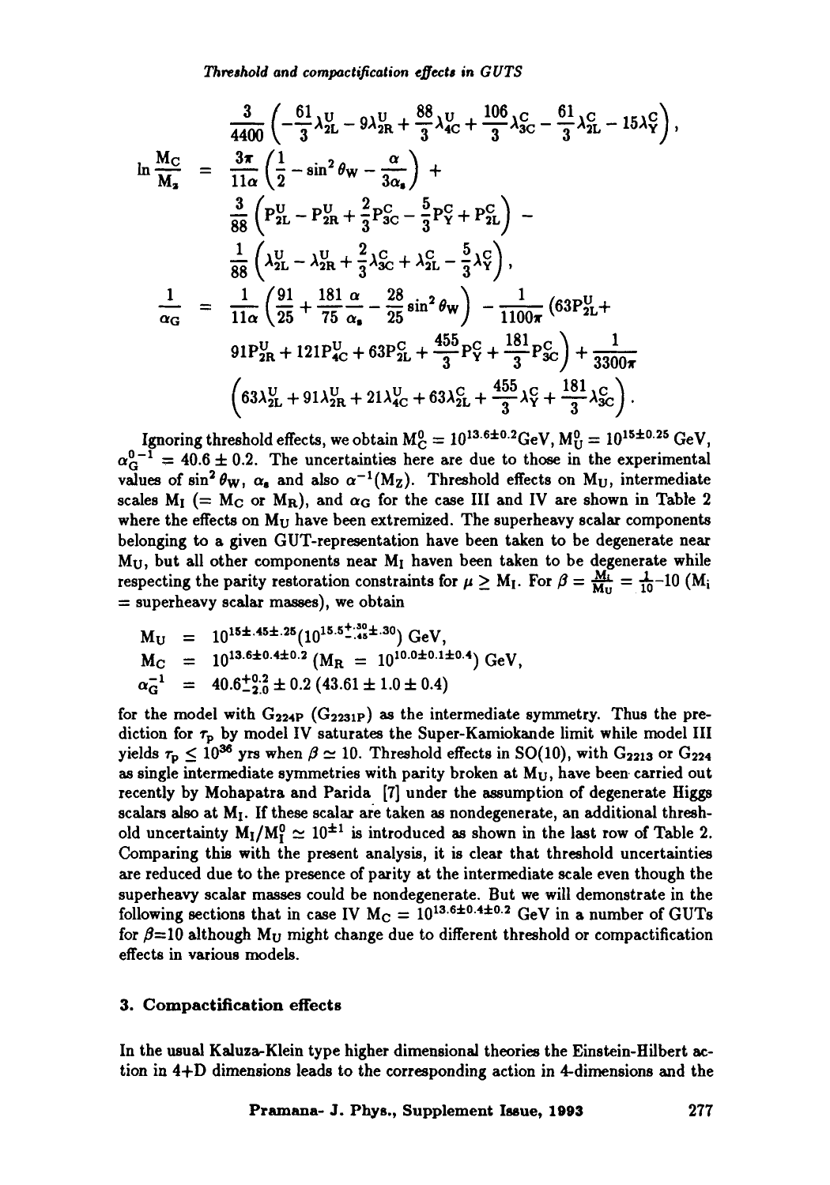$$\frac{3}{4400}\left(-\frac{61}{3}\lambda_{2L}^{U}-9\lambda_{2R}^{U}+\frac{88}{3}\lambda_{4C}^{U}+\frac{106}{3}\lambda_{3C}^{C}-\frac{61}{3}\lambda_{2L}^{C}-15\lambda_{Y}^{C}\right),$$

$$\ln\frac{M_C}{M_z} = \frac{3\pi}{11\alpha}\left(\frac{1}{2}-\sin^2\theta_W-\frac{\alpha}{3\alpha_s}\right)+ \frac{3}{88}\left(P_{2L}^{U}-P_{2R}^{U}+\frac{2}{3}P_{3C}^{C}-\frac{5}{3}P_{Y}^{C}+P_{2L}^{C}\right)- \frac{1}{88}\left(\lambda_{2L}^{U}-\lambda_{2R}^{U}+\frac{2}{3}\lambda_{3C}^{C}+\lambda_{2L}^{C}-\frac{5}{3}\lambda_{Y}^{C}\right),$$

$$\frac{1}{\alpha_G} = \frac{1}{11\alpha}\left(\frac{91}{25}+\frac{181}{75}\frac{\alpha}{\alpha_s}-\frac{28}{25}\sin^2\theta_W\right)-\frac{1}{1100\pi}\left(63P_{2L}^{U}+91P_{2R}^{U}+121P_{4C}^{U}+63P_{2L}^{C}+\frac{455}{3}P_{Y}^{C}+\frac{181}{3}P_{3C}^{C}\right)+\frac{1}{3300\pi}\left(63\lambda_{2L}^{U}+91\lambda_{2R}^{U}+21\lambda_{4C}^{U}+63\lambda_{2L}^{C}+\frac{455}{3}\lambda_{Y}^{C}+\frac{181}{3}\lambda_{3C}^{C}\right).$$

Ignoring threshold effects, we obtain $M_C^0 = 10^{13.6\pm0.2}$GeV, $M_U^0 = 10^{15\pm0.25}$ GeV, $\alpha_G^{0-1} = 40.6 \pm 0.2$. The uncertainties here are due to those in the experimental values of $\sin^2\theta_W$, $\alpha_s$ and also $\alpha^{-1}(M_Z)$. Threshold effects on $M_U$, intermediate scales $M_I$ ($= M_C$ or $M_R$), and $\alpha_G$ for the case III and IV are shown in Table 2 where the effects on $M_U$ have been extremized. The superheavy scalar components belonging to a given GUT-representation have been taken to be degenerate near $M_U$, but all other components near $M_I$ haven been taken to be degenerate while respecting the parity restoration constraints for $\mu \geq M_I$. For $\beta = \frac{M_i}{M_U} = \frac{1}{10}$–$10$ ($M_i$ = superheavy scalar masses), we obtain

$$\begin{aligned}
M_U &= 10^{15\pm.45\pm.25}(10^{15.5^{+.30}_{-.45}\pm.30})\ \text{GeV},\\
M_C &= 10^{13.6\pm0.4\pm0.2}\ (M_R = 10^{10.0\pm0.1\pm0.4})\ \text{GeV},\\
\alpha_G^{-1} &= 40.6^{+0.2}_{-2.0}\pm 0.2\ (43.61\pm1.0\pm0.4)
\end{aligned}$$

for the model with $G_{224P}$ ($G_{2231P}$) as the intermediate symmetry. Thus the prediction for $\tau_p$ by model IV saturates the Super-Kamiokande limit while model III yields $\tau_p \leq 10^{36}$ yrs when $\beta \simeq 10$. Threshold effects in SO(10), with $G_{2213}$ or $G_{224}$ as single intermediate symmetries with parity broken at $M_U$, have been carried out recently by Mohapatra and Parida [7] under the assumption of degenerate Higgs scalars also at $M_I$. If these scalar are taken as nondegenerate, an additional threshold uncertainty $M_I/M_I^0 \simeq 10^{\pm1}$ is introduced as shown in the last row of Table 2. Comparing this with the present analysis, it is clear that threshold uncertainties are reduced due to the presence of parity at the intermediate scale even though the superheavy scalar masses could be nondegenerate. But we will demonstrate in the following sections that in case IV $M_C = 10^{13.6\pm0.4\pm0.2}$ GeV in a number of GUTs for $\beta$=10 although $M_U$ might change due to different threshold or compactification effects in various models.

## 3. Compactification effects

In the usual Kaluza-Klein type higher dimensional theories the Einstein-Hilbert action in 4+D dimensions leads to the corresponding action in 4-dimensions and the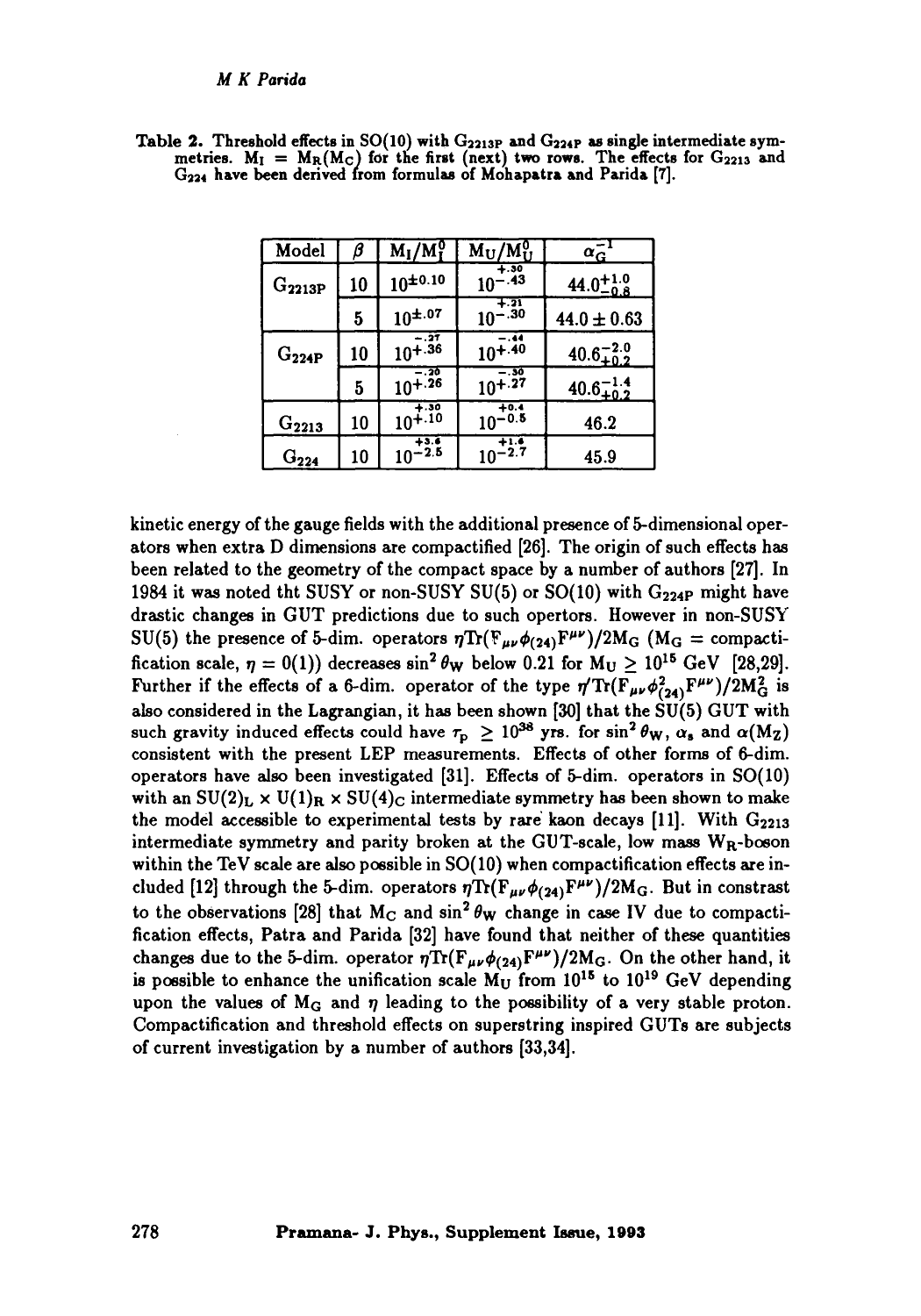Table 2. Threshold effects in SO(10) with $G_{2213P}$ and $G_{224P}$ as single intermediate symmetries. $M_I = M_R(M_C)$ for the first (next) two rows. The effects for $G_{2213}$ and $G_{224}$ have been derived from formulas of Mohapatra and Parida [7].

| Model | $\beta$ | $M_I/M_I^0$ | $M_U/M_U^0$ | $\alpha_G^{-1}$ |
|---|---|---|---|---|
| $G_{2213P}$ | 10 | $10^{\pm 0.10}$ | $10^{-.43}_{+.30}$ | $44.0^{+1.0}_{-0.8}$ |
| | 5 | $10^{\pm .07}$ | $10^{-.30}_{+.21}$ | $44.0 \pm 0.63$ |
| $G_{224P}$ | 10 | $10^{+.36}_{-.27}$ | $10^{+.40}_{-.44}$ | $40.6^{-2.0}_{+0.2}$ |
| | 5 | $10^{+.26}_{-.20}$ | $10^{+.27}_{-.30}$ | $40.6^{-1.4}_{+0.2}$ |
| $G_{2213}$ | 10 | $10^{+.10}_{+.30}$ | $10^{-0.5}_{+0.4}$ | 46.2 |
| $G_{224}$ | 10 | $10^{-2.5}_{+3.6}$ | $10^{-2.7}_{+1.6}$ | 45.9 |

kinetic energy of the gauge fields with the additional presence of 5-dimensional operators when extra D dimensions are compactified [26]. The origin of such effects has been related to the geometry of the compact space by a number of authors [27]. In 1984 it was noted tht SUSY or non-SUSY SU(5) or SO(10) with $G_{224P}$ might have drastic changes in GUT predictions due to such opertors. However in non-SUSY SU(5) the presence of 5-dim. operators $\eta \mathrm{Tr}(F_{\mu\nu}\phi_{(24)}F^{\mu\nu})/2M_G$ ($M_G$ = compactification scale, $\eta = 0(1)$) decreases $\sin^2\theta_W$ below 0.21 for $M_U \geq 10^{15}$ GeV [28,29]. Further if the effects of a 6-dim. operator of the type $\eta' \mathrm{Tr}(F_{\mu\nu}\phi^2_{(24)}F^{\mu\nu})/2M_G^2$ is also considered in the Lagrangian, it has been shown [30] that the SU(5) GUT with such gravity induced effects could have $\tau_p \geq 10^{38}$ yrs. for $\sin^2\theta_W$, $\alpha_s$ and $\alpha(M_Z)$ consistent with the present LEP measurements. Effects of other forms of 6-dim. operators have also been investigated [31]. Effects of 5-dim. operators in SO(10) with an $SU(2)_L \times U(1)_R \times SU(4)_C$ intermediate symmetry has been shown to make the model accessible to experimental tests by rare kaon decays [11]. With $G_{2213}$ intermediate symmetry and parity broken at the GUT-scale, low mass $W_R$-boson within the TeV scale are also possible in SO(10) when compactification effects are included [12] through the 5-dim. operators $\eta \mathrm{Tr}(F_{\mu\nu}\phi_{(24)}F^{\mu\nu})/2M_G$. But in constrast to the observations [28] that $M_C$ and $\sin^2\theta_W$ change in case IV due to compactification effects, Patra and Parida [32] have found that neither of these quantities changes due to the 5-dim. operator $\eta \mathrm{Tr}(F_{\mu\nu}\phi_{(24)}F^{\mu\nu})/2M_G$. On the other hand, it is possible to enhance the unification scale $M_U$ from $10^{15}$ to $10^{19}$ GeV depending upon the values of $M_G$ and $\eta$ leading to the possibility of a very stable proton. Compactification and threshold effects on superstring inspired GUTs are subjects of current investigation by a number of authors [33,34].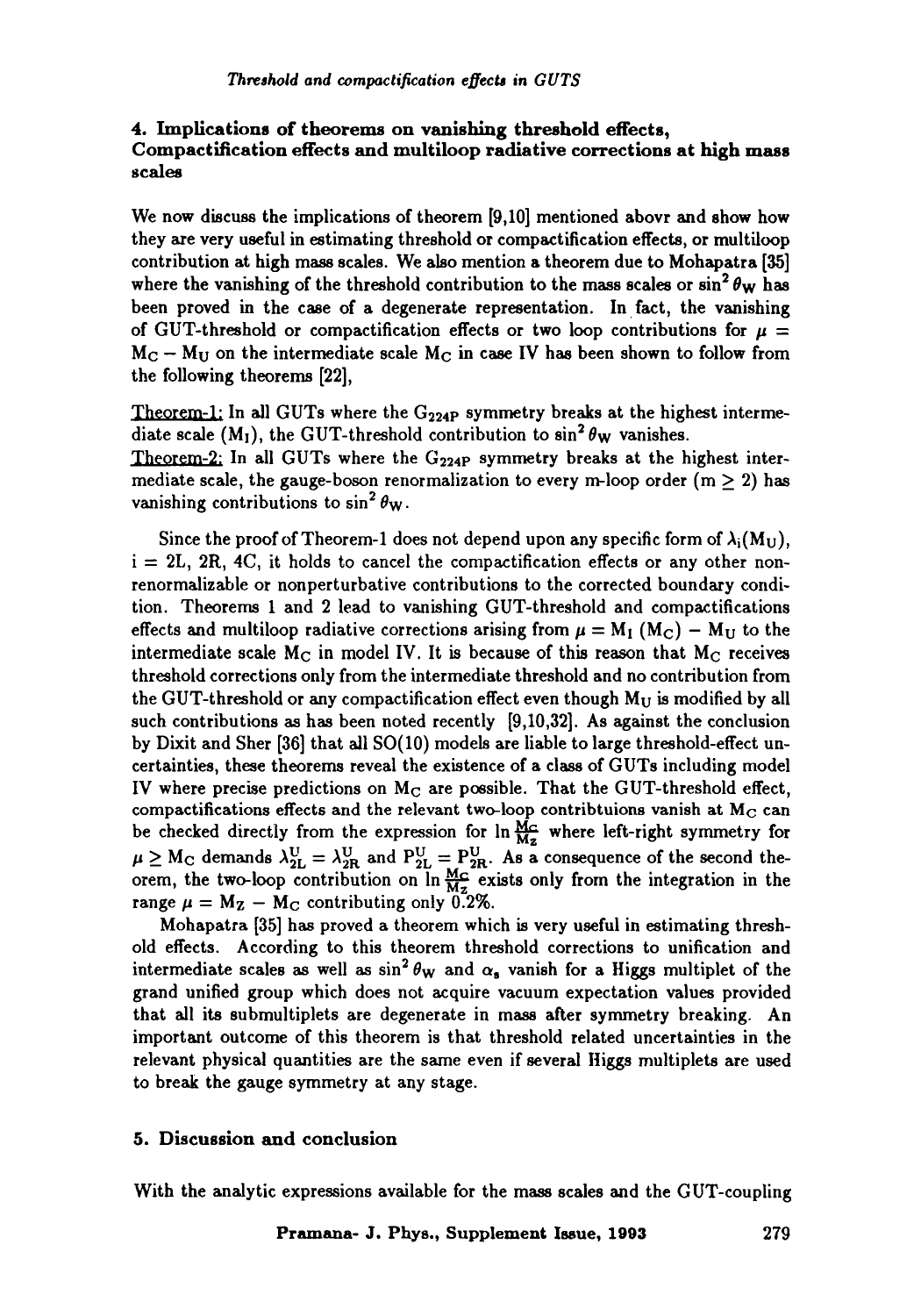## 4. Implications of theorems on vanishing threshold effects, Compactification effects and multiloop radiative corrections at high mass scales

We now discuss the implications of theorem [9,10] mentioned abovr and show how they are very useful in estimating threshold or compactification effects, or multiloop contribution at high mass scales. We also mention a theorem due to Mohapatra [35] where the vanishing of the threshold contribution to the mass scales or $\sin^2\theta_W$ has been proved in the case of a degenerate representation. In fact, the vanishing of GUT-threshold or compactification effects or two loop contributions for $\mu = M_C - M_U$ on the intermediate scale $M_C$ in case IV has been shown to follow from the following theorems [22],

Theorem-1: In all GUTs where the $G_{224P}$ symmetry breaks at the highest intermediate scale ($M_I$), the GUT-threshold contribution to $\sin^2\theta_W$ vanishes.

Theorem-2: In all GUTs where the $G_{224P}$ symmetry breaks at the highest intermediate scale, the gauge-boson renormalization to every m-loop order ($m \geq 2$) has vanishing contributions to $\sin^2\theta_W$.

Since the proof of Theorem-1 does not depend upon any specific form of $\lambda_i(M_U)$, $i = 2L, 2R, 4C$, it holds to cancel the compactification effects or any other nonrenormalizable or nonperturbative contributions to the corrected boundary condition. Theorems 1 and 2 lead to vanishing GUT-threshold and compactifications effects and multiloop radiative corrections arising from $\mu = M_I\ (M_C) - M_U$ to the intermediate scale $M_C$ in model IV. It is because of this reason that $M_C$ receives threshold corrections only from the intermediate threshold and no contribution from the GUT-threshold or any compactification effect even though $M_U$ is modified by all such contributions as has been noted recently [9,10,32]. As against the conclusion by Dixit and Sher [36] that all SO(10) models are liable to large threshold-effect uncertainties, these theorems reveal the existence of a class of GUTs including model IV where precise predictions on $M_C$ are possible. That the GUT-threshold effect, compactifications effects and the relevant two-loop contribtuions vanish at $M_C$ can be checked directly from the expression for $\ln\frac{M_C}{M_Z}$ where left-right symmetry for $\mu \geq M_C$ demands $\lambda_{2L}^U = \lambda_{2R}^U$ and $P_{2L}^U = P_{2R}^U$. As a consequence of the second theorem, the two-loop contribution on $\ln\frac{M_C}{M_Z}$ exists only from the integration in the range $\mu = M_Z - M_C$ contributing only 0.2%.

Mohapatra [35] has proved a theorem which is very useful in estimating threshold effects. According to this theorem threshold corrections to unification and intermediate scales as well as $\sin^2\theta_W$ and $\alpha_s$ vanish for a Higgs multiplet of the grand unified group which does not acquire vacuum expectation values provided that all its submultiplets are degenerate in mass after symmetry breaking. An important outcome of this theorem is that threshold related uncertainties in the relevant physical quantities are the same even if several Higgs multiplets are used to break the gauge symmetry at any stage.

## 5. Discussion and conclusion

With the analytic expressions available for the mass scales and the GUT-coupling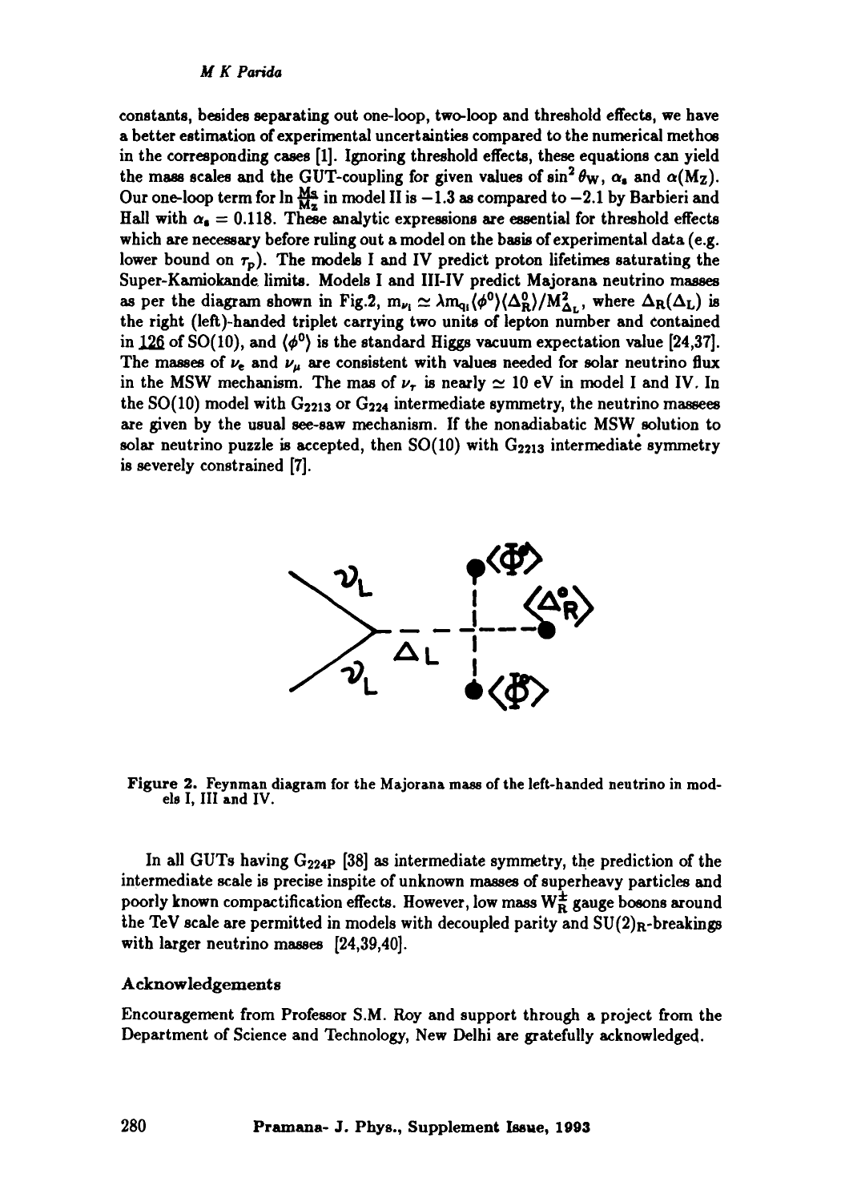constants, besides separating out one-loop, two-loop and threshold effects, we have a better estimation of experimental uncertainties compared to the numerical methos in the corresponding cases [1]. Ignoring threshold effects, these equations can yield the mass scales and the GUT-coupling for given values of $\sin^2\theta_W$, $\alpha_s$ and $\alpha(M_Z)$. Our one-loop term for $\ln\frac{M_S}{M_Z}$ in model II is $-1.3$ as compared to $-2.1$ by Barbieri and Hall with $\alpha_s = 0.118$. These analytic expressions are essential for threshold effects which are necessary before ruling out a model on the basis of experimental data (e.g. lower bound on $\tau_p$). The models I and IV predict proton lifetimes saturating the Super-Kamiokande limits. Models I and III-IV predict Majorana neutrino masses as per the diagram shown in Fig.2, $m_{\nu_i} \simeq \lambda m_{q_i}\langle\phi^0\rangle\langle\Delta_R^0\rangle/M_{\Delta_L}^2$, where $\Delta_R(\Delta_L)$ is the right (left)-handed triplet carrying two units of lepton number and contained in $\underline{126}$ of SO(10), and $\langle\phi^0\rangle$ is the standard Higgs vacuum expectation value [24,37]. The masses of $\nu_e$ and $\nu_\mu$ are consistent with values needed for solar neutrino flux in the MSW mechanism. The mas of $\nu_\tau$ is nearly $\simeq 10$ eV in model I and IV. In the SO(10) model with $G_{2213}$ or $G_{224}$ intermediate symmetry, the neutrino massees are given by the usual see-saw mechanism. If the nonadiabatic MSW solution to solar neutrino puzzle is accepted, then SO(10) with $G_{2213}$ intermediate symmetry is severely constrained [7].

**Figure 2.** Feynman diagram for the Majorana mass of the left-handed neutrino in models I, III and IV.

In all GUTs having $G_{224P}$ [38] as intermediate symmetry, the prediction of the intermediate scale is precise inspite of unknown masses of superheavy particles and poorly known compactification effects. However, low mass $W_R^\pm$ gauge bosons around the TeV scale are permitted in models with decoupled parity and $SU(2)_R$-breakings with larger neutrino masses [24,39,40].

### Acknowledgements

Encouragement from Professor S.M. Roy and support through a project from the Department of Science and Technology, New Delhi are gratefully acknowledged.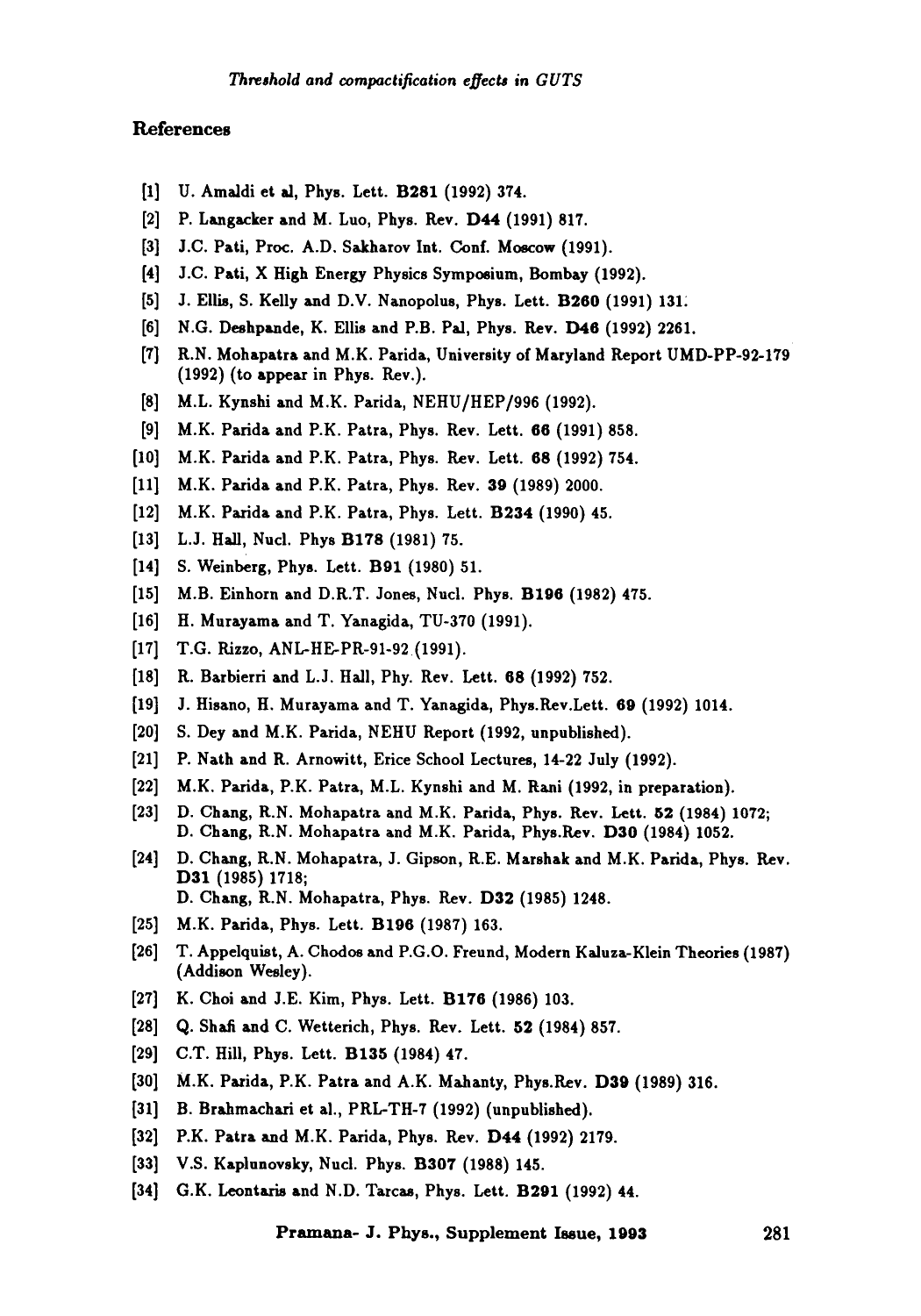## References

[1] U. Amaldi et al, Phys. Lett. **B281** (1992) 374.

[2] P. Langacker and M. Luo, Phys. Rev. **D44** (1991) 817.

[3] J.C. Pati, Proc. A.D. Sakharov Int. Conf. Moscow (1991).

[4] J.C. Pati, X High Energy Physics Symposium, Bombay (1992).

[5] J. Ellis, S. Kelly and D.V. Nanopolus, Phys. Lett. **B260** (1991) 131.

[6] N.G. Deshpande, K. Ellis and P.B. Pal, Phys. Rev. **D46** (1992) 2261.

[7] R.N. Mohapatra and M.K. Parida, University of Maryland Report UMD-PP-92-179 (1992) (to appear in Phys. Rev.).

[8] M.L. Kynshi and M.K. Parida, NEHU/HEP/996 (1992).

[9] M.K. Parida and P.K. Patra, Phys. Rev. Lett. **66** (1991) 858.

[10] M.K. Parida and P.K. Patra, Phys. Rev. Lett. **68** (1992) 754.

[11] M.K. Parida and P.K. Patra, Phys. Rev. **39** (1989) 2000.

[12] M.K. Parida and P.K. Patra, Phys. Lett. **B234** (1990) 45.

[13] L.J. Hall, Nucl. Phys **B178** (1981) 75.

[14] S. Weinberg, Phys. Lett. **B91** (1980) 51.

[15] M.B. Einhorn and D.R.T. Jones, Nucl. Phys. **B196** (1982) 475.

[16] H. Murayama and T. Yanagida, TU-370 (1991).

[17] T.G. Rizzo, ANL-HE-PR-91-92 (1991).

[18] R. Barbieri and L.J. Hall, Phy. Rev. Lett. **68** (1992) 752.

[19] J. Hisano, H. Murayama and T. Yanagida, Phys.Rev.Lett. **69** (1992) 1014.

[20] S. Dey and M.K. Parida, NEHU Report (1992, unpublished).

[21] P. Nath and R. Arnowitt, Erice School Lectures, 14-22 July (1992).

[22] M.K. Parida, P.K. Patra, M.L. Kynshi and M. Rani (1992, in preparation).

[23] D. Chang, R.N. Mohapatra and M.K. Parida, Phys. Rev. Lett. **52** (1984) 1072; D. Chang, R.N. Mohapatra and M.K. Parida, Phys.Rev. **D30** (1984) 1052.

[24] D. Chang, R.N. Mohapatra, J. Gipson, R.E. Marshak and M.K. Parida, Phys. Rev. **D31** (1985) 1718; D. Chang, R.N. Mohapatra, Phys. Rev. **D32** (1985) 1248.

[25] M.K. Parida, Phys. Lett. **B196** (1987) 163.

[26] T. Appelquist, A. Chodos and P.G.O. Freund, Modern Kaluza-Klein Theories (1987) (Addison Wesley).

[27] K. Choi and J.E. Kim, Phys. Lett. **B176** (1986) 103.

[28] Q. Shafi and C. Wetterich, Phys. Rev. Lett. **52** (1984) 857.

[29] C.T. Hill, Phys. Lett. **B135** (1984) 47.

[30] M.K. Parida, P.K. Patra and A.K. Mahanty, Phys.Rev. **D39** (1989) 316.

[31] B. Brahmachari et al., PRL-TH-7 (1992) (unpublished).

[32] P.K. Patra and M.K. Parida, Phys. Rev. **D44** (1992) 2179.

[33] V.S. Kaplunovsky, Nucl. Phys. **B307** (1988) 145.

[34] G.K. Leontaris and N.D. Tarcas, Phys. Lett. **B291** (1992) 44.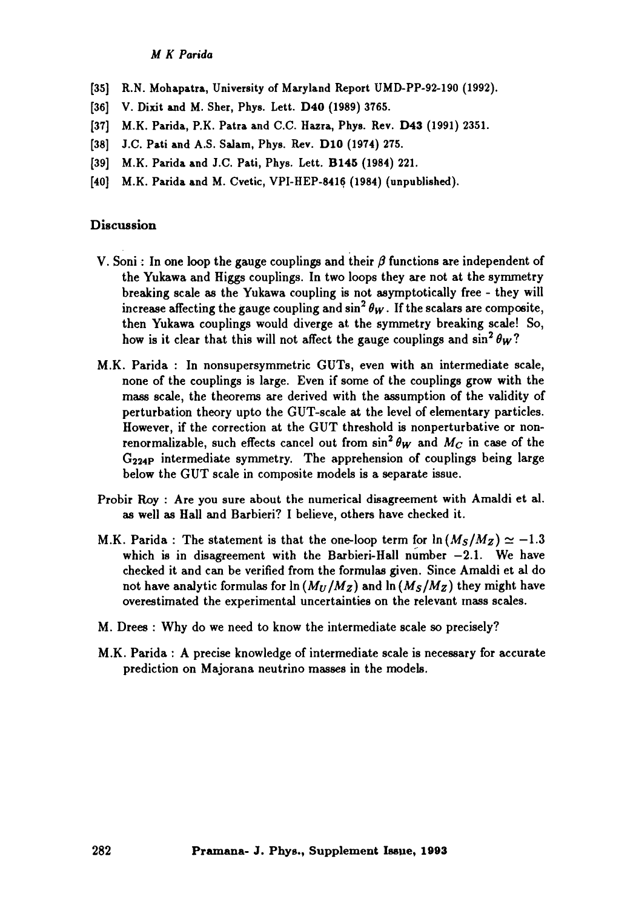[35] R.N. Mohapatra, University of Maryland Report UMD-PP-92-190 (1992).

[36] V. Dixit and M. Sher, Phys. Lett. **D40** (1989) 3765.

[37] M.K. Parida, P.K. Patra and C.C. Hazra, Phys. Rev. **D43** (1991) 2351.

[38] J.C. Pati and A.S. Salam, Phys. Rev. **D10** (1974) 275.

[39] M.K. Parida and J.C. Pati, Phys. Lett. **B145** (1984) 221.

[40] M.K. Parida and M. Cvetic, VPI-HEP-8416 (1984) (unpublished).

## Discussion

V. Soni : In one loop the gauge couplings and their $\beta$ functions are independent of the Yukawa and Higgs couplings. In two loops they are not at the symmetry breaking scale as the Yukawa coupling is not asymptotically free - they will increase affecting the gauge coupling and $\sin^2\theta_W$. If the scalars are composite, then Yukawa couplings would diverge at the symmetry breaking scale! So, how is it clear that this will not affect the gauge couplings and $\sin^2\theta_W$?

M.K. Parida : In nonsupersymmetric GUTs, even with an intermediate scale, none of the couplings is large. Even if some of the couplings grow with the mass scale, the theorems are derived with the assumption of the validity of perturbation theory upto the GUT-scale at the level of elementary particles. However, if the correction at the GUT threshold is nonperturbative or nonrenormalizable, such effects cancel out from $\sin^2\theta_W$ and $M_C$ in case of the $G_{224P}$ intermediate symmetry. The apprehension of couplings being large below the GUT scale in composite models is a separate issue.

Probir Roy : Are you sure about the numerical disagreement with Amaldi et al. as well as Hall and Barbieri? I believe, others have checked it.

M.K. Parida : The statement is that the one-loop term for $\ln(M_S/M_Z) \simeq -1.3$ which is in disagreement with the Barbieri-Hall number $-2.1$. We have checked it and can be verified from the formulas given. Since Amaldi et al do not have analytic formulas for $\ln(M_U/M_Z)$ and $\ln(M_S/M_Z)$ they might have overestimated the experimental uncertainties on the relevant mass scales.

M. Drees : Why do we need to know the intermediate scale so precisely?

M.K. Parida : A precise knowledge of intermediate scale is necessary for accurate prediction on Majorana neutrino masses in the models.